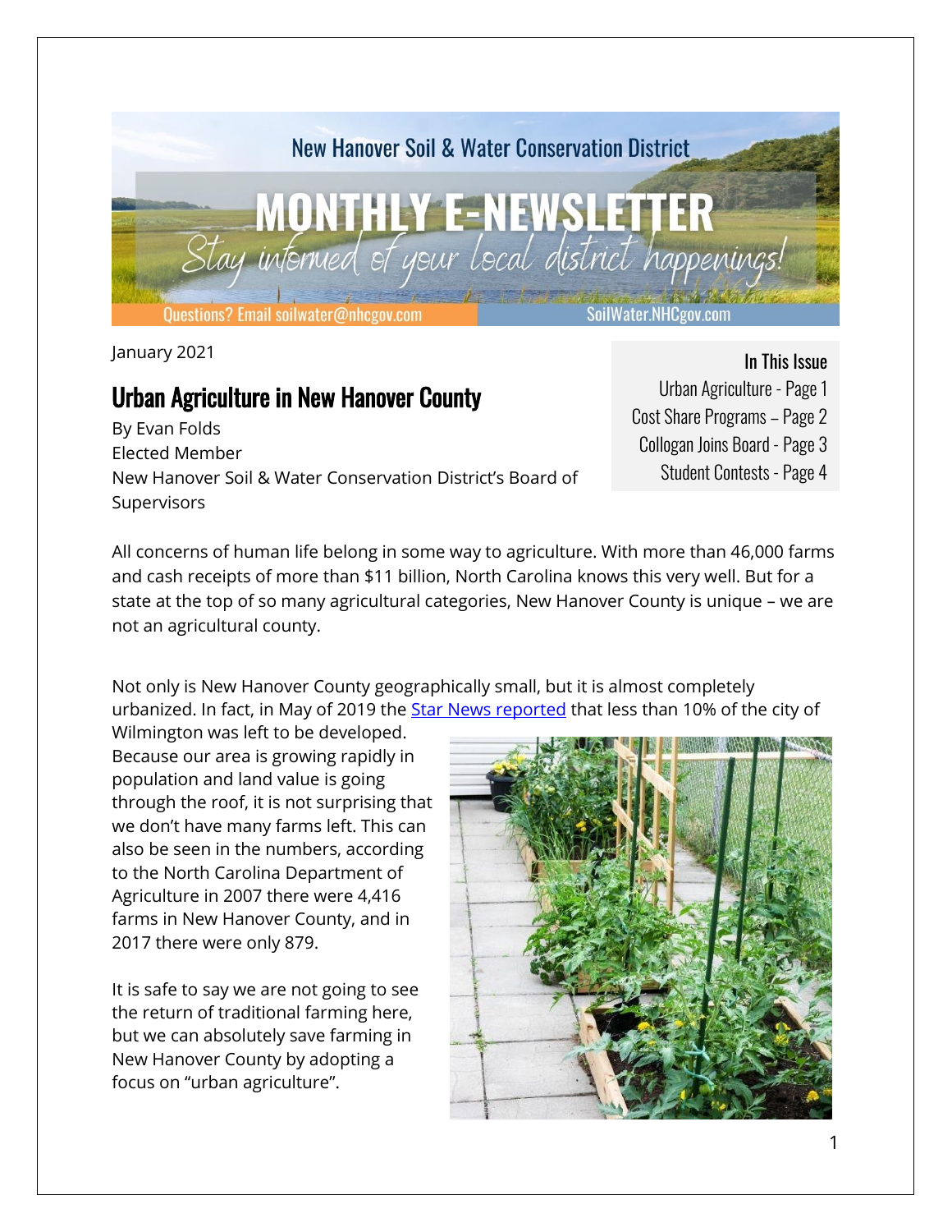New Hanover Soil & Water Conservation District

# MONTHLY E-NEWSLETTER

*Stay informed of your local district happenings!*

Questions? Email soilwater@nhcgov.com

SoilWater.NHCgov.com

January 2021

**In This Issue**

Urban Agriculture - Page 1
Cost Share Programs – Page 2
Collogan Joins Board - Page 3
Student Contests - Page 4

## Urban Agriculture in New Hanover County

By Evan Folds
Elected Member
New Hanover Soil & Water Conservation District's Board of Supervisors

All concerns of human life belong in some way to agriculture. With more than 46,000 farms and cash receipts of more than $11 billion, North Carolina knows this very well. But for a state at the top of so many agricultural categories, New Hanover County is unique – we are not an agricultural county.

Not only is New Hanover County geographically small, but it is almost completely urbanized. In fact, in May of 2019 the Star News reported that less than 10% of the city of Wilmington was left to be developed. Because our area is growing rapidly in population and land value is going through the roof, it is not surprising that we don't have many farms left. This can also be seen in the numbers, according to the North Carolina Department of Agriculture in 2007 there were 4,416 farms in New Hanover County, and in 2017 there were only 879.

It is safe to say we are not going to see the return of traditional farming here, but we can absolutely save farming in New Hanover County by adopting a focus on "urban agriculture".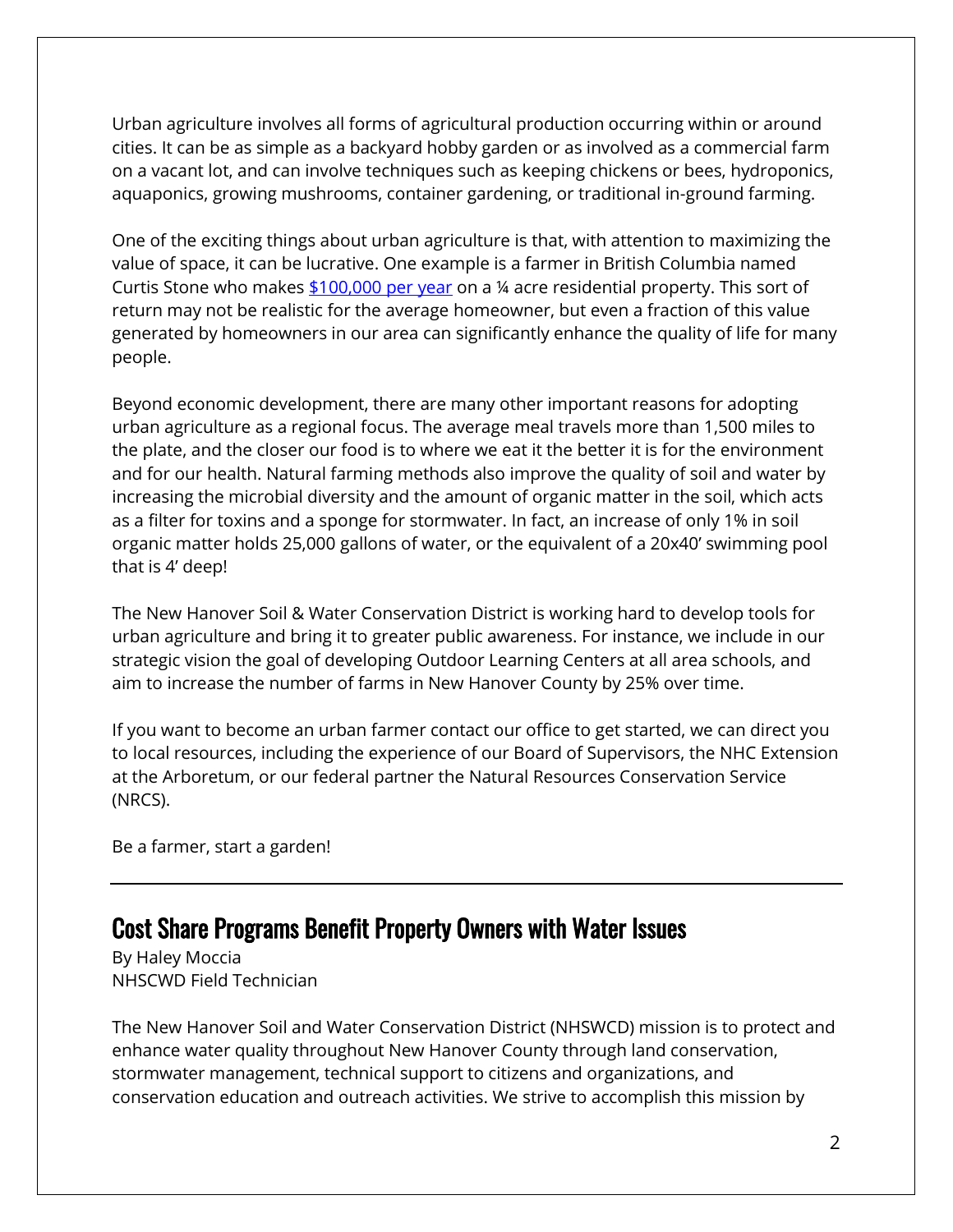Urban agriculture involves all forms of agricultural production occurring within or around cities. It can be as simple as a backyard hobby garden or as involved as a commercial farm on a vacant lot, and can involve techniques such as keeping chickens or bees, hydroponics, aquaponics, growing mushrooms, container gardening, or traditional in-ground farming.

One of the exciting things about urban agriculture is that, with attention to maximizing the value of space, it can be lucrative. One example is a farmer in British Columbia named Curtis Stone who makes $100,000 per year on a ¼ acre residential property. This sort of return may not be realistic for the average homeowner, but even a fraction of this value generated by homeowners in our area can significantly enhance the quality of life for many people.

Beyond economic development, there are many other important reasons for adopting urban agriculture as a regional focus. The average meal travels more than 1,500 miles to the plate, and the closer our food is to where we eat it the better it is for the environment and for our health. Natural farming methods also improve the quality of soil and water by increasing the microbial diversity and the amount of organic matter in the soil, which acts as a filter for toxins and a sponge for stormwater. In fact, an increase of only 1% in soil organic matter holds 25,000 gallons of water, or the equivalent of a 20x40' swimming pool that is 4' deep!

The New Hanover Soil & Water Conservation District is working hard to develop tools for urban agriculture and bring it to greater public awareness. For instance, we include in our strategic vision the goal of developing Outdoor Learning Centers at all area schools, and aim to increase the number of farms in New Hanover County by 25% over time.

If you want to become an urban farmer contact our office to get started, we can direct you to local resources, including the experience of our Board of Supervisors, the NHC Extension at the Arboretum, or our federal partner the Natural Resources Conservation Service (NRCS).

Be a farmer, start a garden!

---

## Cost Share Programs Benefit Property Owners with Water Issues

By Haley Moccia
NHSCWD Field Technician

The New Hanover Soil and Water Conservation District (NHSWCD) mission is to protect and enhance water quality throughout New Hanover County through land conservation, stormwater management, technical support to citizens and organizations, and conservation education and outreach activities. We strive to accomplish this mission by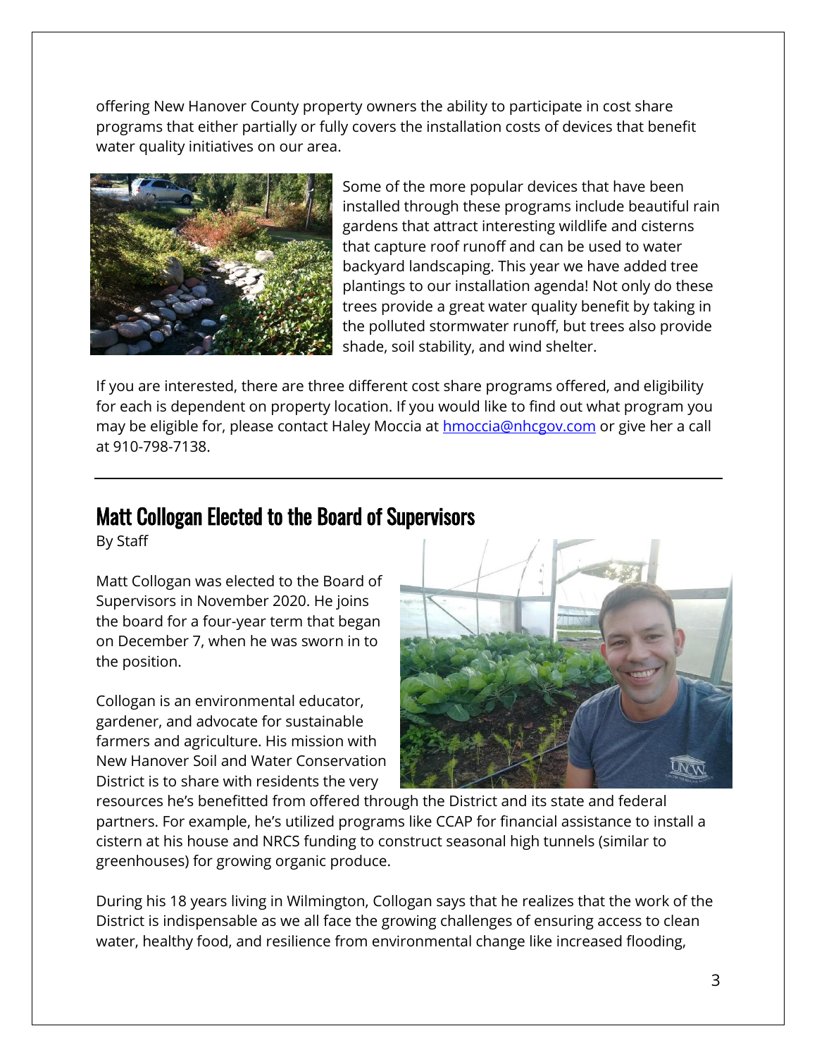offering New Hanover County property owners the ability to participate in cost share programs that either partially or fully covers the installation costs of devices that benefit water quality initiatives on our area.

Some of the more popular devices that have been installed through these programs include beautiful rain gardens that attract interesting wildlife and cisterns that capture roof runoff and can be used to water backyard landscaping. This year we have added tree plantings to our installation agenda! Not only do these trees provide a great water quality benefit by taking in the polluted stormwater runoff, but trees also provide shade, soil stability, and wind shelter.

If you are interested, there are three different cost share programs offered, and eligibility for each is dependent on property location. If you would like to find out what program you may be eligible for, please contact Haley Moccia at [hmoccia@nhcgov.com](mailto:hmoccia@nhcgov.com) or give her a call at 910-798-7138.

---

## Matt Collogan Elected to the Board of Supervisors

By Staff

Matt Collogan was elected to the Board of Supervisors in November 2020. He joins the board for a four-year term that began on December 7, when he was sworn in to the position.

Collogan is an environmental educator, gardener, and advocate for sustainable farmers and agriculture. His mission with New Hanover Soil and Water Conservation District is to share with residents the very resources he's benefitted from offered through the District and its state and federal partners. For example, he's utilized programs like CCAP for financial assistance to install a cistern at his house and NRCS funding to construct seasonal high tunnels (similar to greenhouses) for growing organic produce.

During his 18 years living in Wilmington, Collogan says that he realizes that the work of the District is indispensable as we all face the growing challenges of ensuring access to clean water, healthy food, and resilience from environmental change like increased flooding,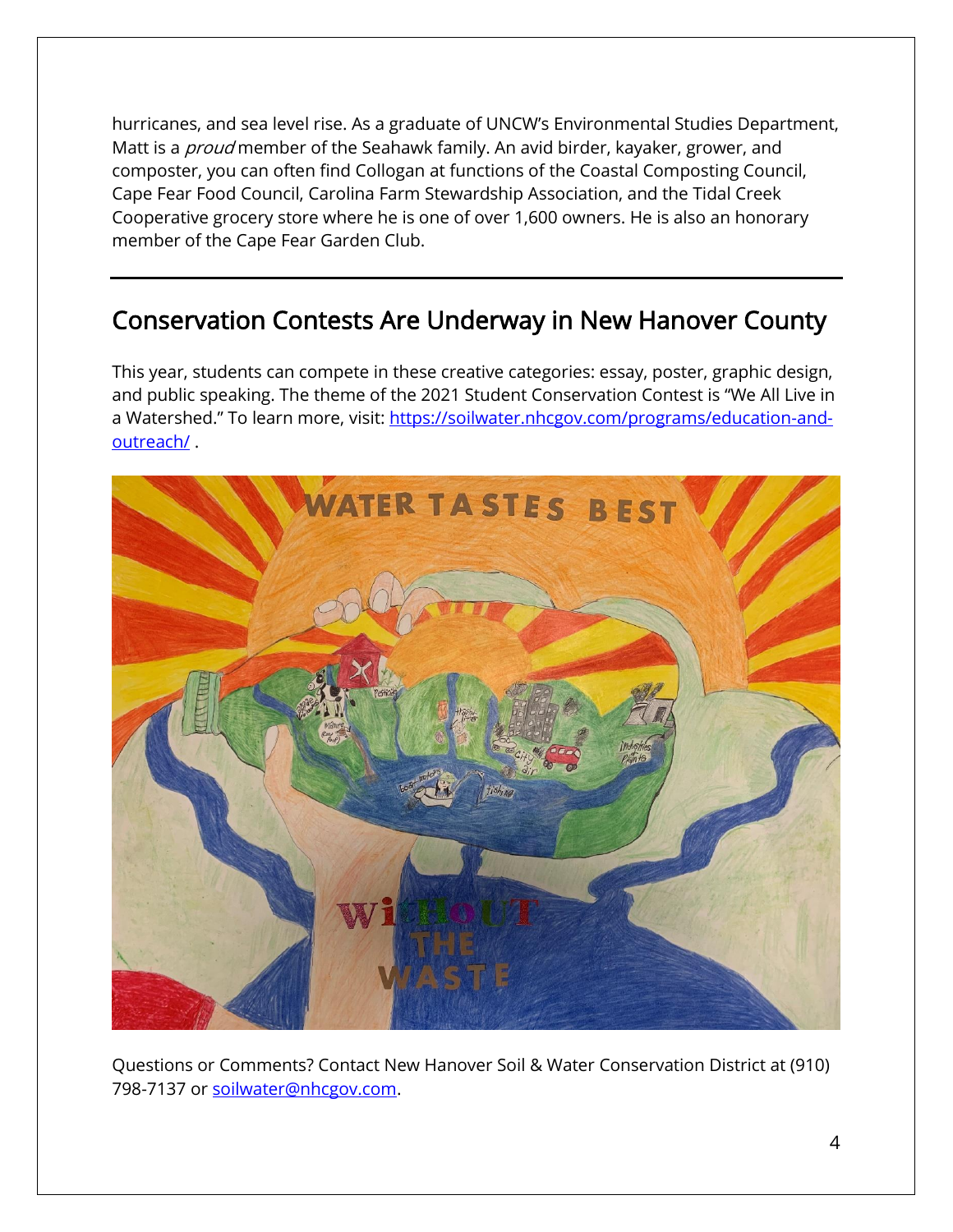hurricanes, and sea level rise. As a graduate of UNCW's Environmental Studies Department, Matt is a *proud* member of the Seahawk family. An avid birder, kayaker, grower, and composter, you can often find Collogan at functions of the Coastal Composting Council, Cape Fear Food Council, Carolina Farm Stewardship Association, and the Tidal Creek Cooperative grocery store where he is one of over 1,600 owners. He is also an honorary member of the Cape Fear Garden Club.

---

## Conservation Contests Are Underway in New Hanover County

This year, students can compete in these creative categories: essay, poster, graphic design, and public speaking. The theme of the 2021 Student Conservation Contest is "We All Live in a Watershed." To learn more, visit: [https://soilwater.nhcgov.com/programs/education-and-outreach/](https://soilwater.nhcgov.com/programs/education-and-outreach/) .

Questions or Comments? Contact New Hanover Soil & Water Conservation District at (910) 798-7137 or [soilwater@nhcgov.com](mailto:soilwater@nhcgov.com).